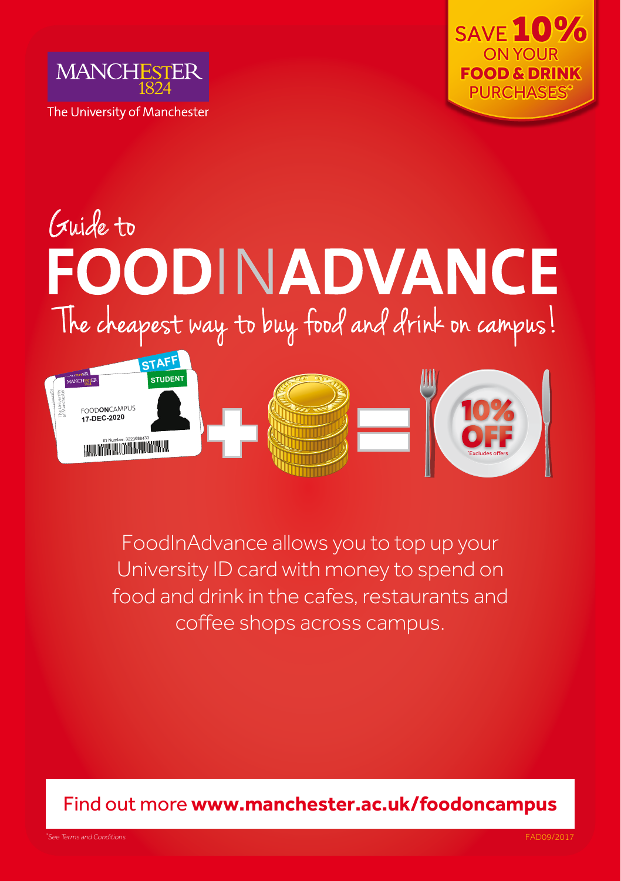MANCHESTER
1824
The University of Manchester

SAVE **10%** ON YOUR **FOOD & DRINK** PURCHASES*

# Guide to FOODINADVANCE

The cheapest way to buy food and drink on campus!

STAFF
STUDENT
FOODONCAMPUS
17-DEC-2020
ID Number: 3223688433

10% OFF
*Excludes offers

FoodInAdvance allows you to top up your University ID card with money to spend on food and drink in the cafes, restaurants and coffee shops across campus.

Find out more **www.manchester.ac.uk/foodoncampus**

*See Terms and Conditions

FAD09/2017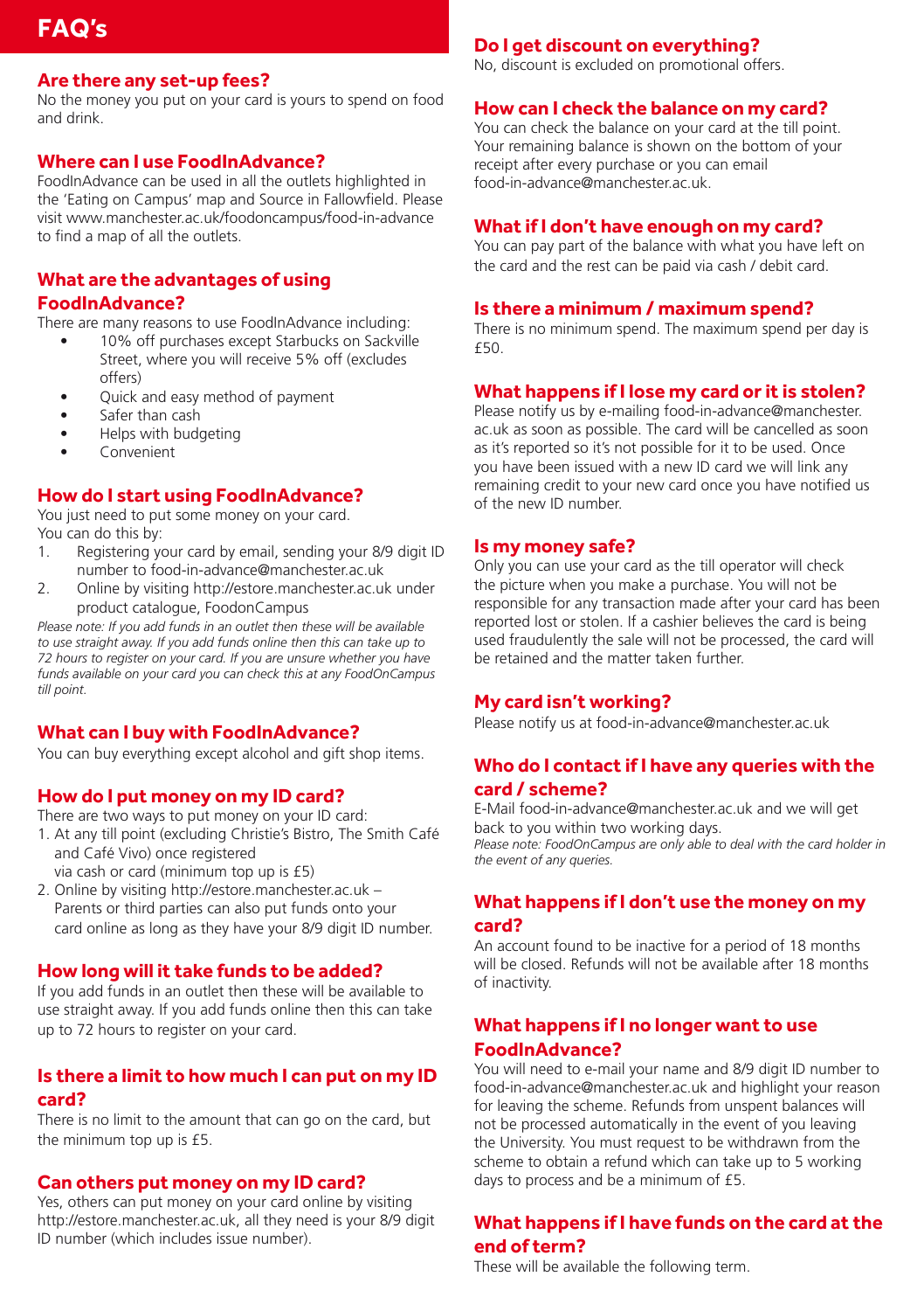# FAQ's

## Are there any set-up fees?

No the money you put on your card is yours to spend on food and drink.

## Where can I use FoodInAdvance?

FoodInAdvance can be used in all the outlets highlighted in the 'Eating on Campus' map and Source in Fallowfield. Please visit www.manchester.ac.uk/foodoncampus/food-in-advance to find a map of all the outlets.

## What are the advantages of using FoodInAdvance?

There are many reasons to use FoodInAdvance including:

- 10% off purchases except Starbucks on Sackville Street, where you will receive 5% off (excludes offers)
- Quick and easy method of payment
- Safer than cash
- Helps with budgeting
- Convenient

## How do I start using FoodInAdvance?

You just need to put some money on your card.
You can do this by:

1. Registering your card by email, sending your 8/9 digit ID number to food-in-advance@manchester.ac.uk
2. Online by visiting http://estore.manchester.ac.uk under product catalogue, FoodonCampus

*Please note: If you add funds in an outlet then these will be available to use straight away. If you add funds online then this can take up to 72 hours to register on your card. If you are unsure whether you have funds available on your card you can check this at any FoodOnCampus till point.*

## What can I buy with FoodInAdvance?

You can buy everything except alcohol and gift shop items.

## How do I put money on my ID card?

There are two ways to put money on your ID card:

1. At any till point (excluding Christie's Bistro, The Smith Café and Café Vivo) once registered via cash or card (minimum top up is £5)
2. Online by visiting http://estore.manchester.ac.uk – Parents or third parties can also put funds onto your card online as long as they have your 8/9 digit ID number.

## How long will it take funds to be added?

If you add funds in an outlet then these will be available to use straight away. If you add funds online then this can take up to 72 hours to register on your card.

## Is there a limit to how much I can put on my ID card?

There is no limit to the amount that can go on the card, but the minimum top up is £5.

## Can others put money on my ID card?

Yes, others can put money on your card online by visiting http://estore.manchester.ac.uk, all they need is your 8/9 digit ID number (which includes issue number).

## Do I get discount on everything?

No, discount is excluded on promotional offers.

## How can I check the balance on my card?

You can check the balance on your card at the till point. Your remaining balance is shown on the bottom of your receipt after every purchase or you can email food-in-advance@manchester.ac.uk.

## What if I don't have enough on my card?

You can pay part of the balance with what you have left on the card and the rest can be paid via cash / debit card.

## Is there a minimum / maximum spend?

There is no minimum spend. The maximum spend per day is £50.

## What happens if I lose my card or it is stolen?

Please notify us by e-mailing food-in-advance@manchester.ac.uk as soon as possible. The card will be cancelled as soon as it's reported so it's not possible for it to be used. Once you have been issued with a new ID card we will link any remaining credit to your new card once you have notified us of the new ID number.

## Is my money safe?

Only you can use your card as the till operator will check the picture when you make a purchase. You will not be responsible for any transaction made after your card has been reported lost or stolen. If a cashier believes the card is being used fraudulently the sale will not be processed, the card will be retained and the matter taken further.

## My card isn't working?

Please notify us at food-in-advance@manchester.ac.uk

## Who do I contact if I have any queries with the card / scheme?

E-Mail food-in-advance@manchester.ac.uk and we will get back to you within two working days.

*Please note: FoodOnCampus are only able to deal with the card holder in the event of any queries.*

## What happens if I don't use the money on my card?

An account found to be inactive for a period of 18 months will be closed. Refunds will not be available after 18 months of inactivity.

## What happens if I no longer want to use FoodInAdvance?

You will need to e-mail your name and 8/9 digit ID number to food-in-advance@manchester.ac.uk and highlight your reason for leaving the scheme. Refunds from unspent balances will not be processed automatically in the event of you leaving the University. You must request to be withdrawn from the scheme to obtain a refund which can take up to 5 working days to process and be a minimum of £5.

## What happens if I have funds on the card at the end of term?

These will be available the following term.